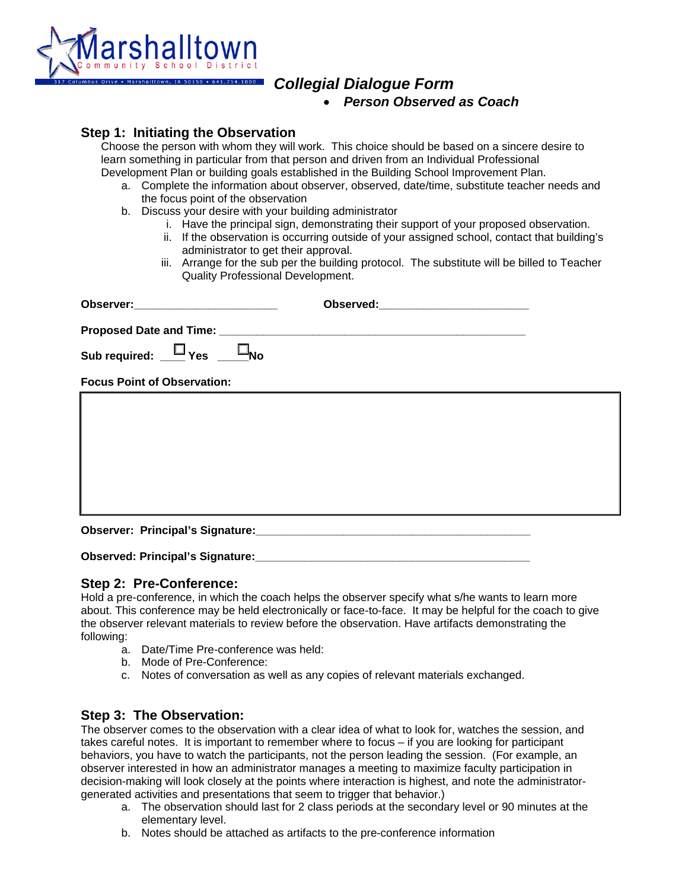Marshalltown Community School District

317 Columbus Drive • Marshalltown, IA 50158 • 641.754.1000

# *Collegial Dialogue Form*

- ***Person Observed as Coach***

## Step 1: Initiating the Observation

Choose the person with whom they will work. This choice should be based on a sincere desire to learn something in particular from that person and driven from an Individual Professional Development Plan or building goals established in the Building School Improvement Plan.

a. Complete the information about observer, observed, date/time, substitute teacher needs and the focus point of the observation
b. Discuss your desire with your building administrator
   i. Have the principal sign, demonstrating their support of your proposed observation.
   ii. If the observation is occurring outside of your assigned school, contact that building's administrator to get their approval.
   iii. Arrange for the sub per the building protocol. The substitute will be billed to Teacher Quality Professional Development.

**Observer:**_______________________ **Observed:**________________________

**Proposed Date and Time:** ________________________________________________

**Sub required:** ☐ **Yes** ☐ **No**

**Focus Point of Observation:**

| |
|---|
| |

**Observer: Principal's Signature:**____________________________________________

**Observed: Principal's Signature:**____________________________________________

## Step 2: Pre-Conference:

Hold a pre-conference, in which the coach helps the observer specify what s/he wants to learn more about. This conference may be held electronically or face-to-face. It may be helpful for the coach to give the observer relevant materials to review before the observation. Have artifacts demonstrating the following:

a. Date/Time Pre-conference was held:
b. Mode of Pre-Conference:
c. Notes of conversation as well as any copies of relevant materials exchanged.

## Step 3: The Observation:

The observer comes to the observation with a clear idea of what to look for, watches the session, and takes careful notes. It is important to remember where to focus – if you are looking for participant behaviors, you have to watch the participants, not the person leading the session. (For example, an observer interested in how an administrator manages a meeting to maximize faculty participation in decision-making will look closely at the points where interaction is highest, and note the administrator-generated activities and presentations that seem to trigger that behavior.)

a. The observation should last for 2 class periods at the secondary level or 90 minutes at the elementary level.
b. Notes should be attached as artifacts to the pre-conference information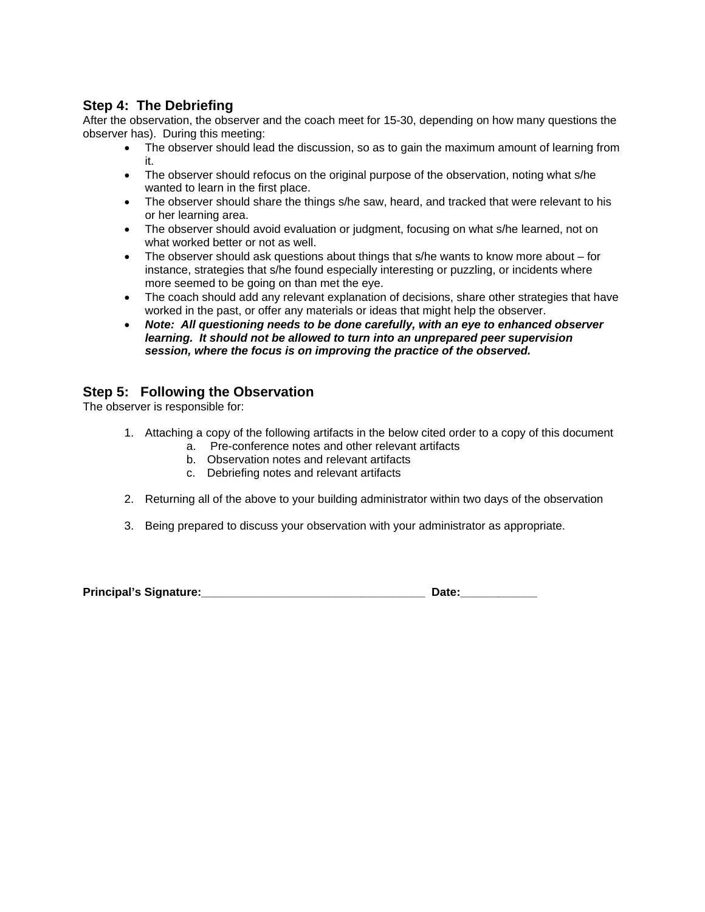## Step 4: The Debriefing

After the observation, the observer and the coach meet for 15-30, depending on how many questions the observer has). During this meeting:

- The observer should lead the discussion, so as to gain the maximum amount of learning from it.
- The observer should refocus on the original purpose of the observation, noting what s/he wanted to learn in the first place.
- The observer should share the things s/he saw, heard, and tracked that were relevant to his or her learning area.
- The observer should avoid evaluation or judgment, focusing on what s/he learned, not on what worked better or not as well.
- The observer should ask questions about things that s/he wants to know more about – for instance, strategies that s/he found especially interesting or puzzling, or incidents where more seemed to be going on than met the eye.
- The coach should add any relevant explanation of decisions, share other strategies that have worked in the past, or offer any materials or ideas that might help the observer.
- ***Note: All questioning needs to be done carefully, with an eye to enhanced observer learning. It should not be allowed to turn into an unprepared peer supervision session, where the focus is on improving the practice of the observed.***

## Step 5: Following the Observation

The observer is responsible for:

1. Attaching a copy of the following artifacts in the below cited order to a copy of this document
   a. Pre-conference notes and other relevant artifacts
   b. Observation notes and relevant artifacts
   c. Debriefing notes and relevant artifacts

2. Returning all of the above to your building administrator within two days of the observation

3. Being prepared to discuss your observation with your administrator as appropriate.

**Principal's Signature:___________________________________ Date:____________**